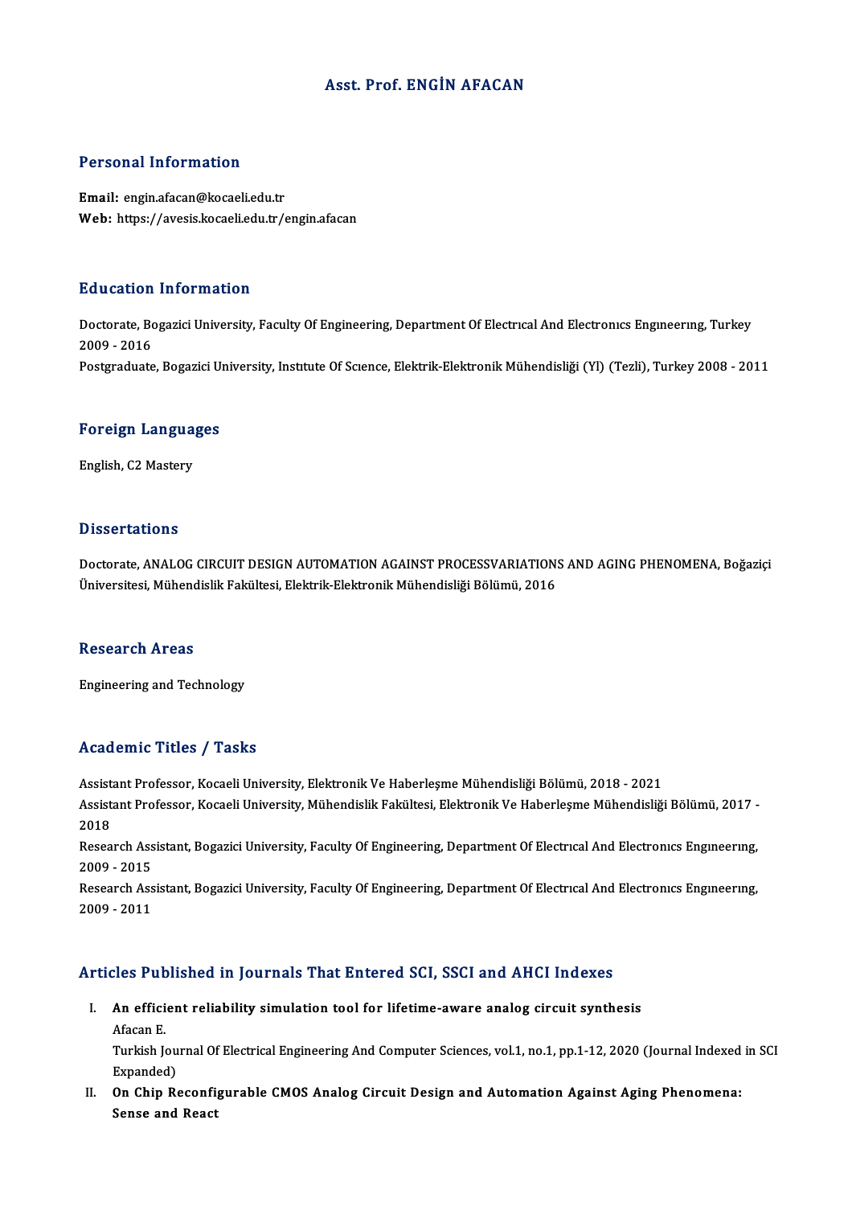# Asst. Prof. ENGİN AFACAN

## Personal Information

**Email:** engin.afacan@kocaeli.edu.tr
**Web:** https://avesis.kocaeli.edu.tr/engin.afacan

## Education Information

Doctorate, Bogazici University, Faculty Of Engineering, Department Of Electrıcal And Electronıcs Engıneerıng, Turkey 2009 - 2016

Postgraduate, Bogazici University, Instıtute Of Scıence, Elektrik-Elektronik Mühendisliği (Yl) (Tezli), Turkey 2008 - 2011

## Foreign Languages

English, C2 Mastery

## Dissertations

Doctorate, ANALOG CIRCUIT DESIGN AUTOMATION AGAINST PROCESSVARIATIONS AND AGING PHENOMENA, Boğaziçi Üniversitesi, Mühendislik Fakültesi, Elektrik-Elektronik Mühendisliği Bölümü, 2016

## Research Areas

Engineering and Technology

## Academic Titles / Tasks

Assistant Professor, Kocaeli University, Elektronik Ve Haberleşme Mühendisliği Bölümü, 2018 - 2021

Assistant Professor, Kocaeli University, Mühendislik Fakültesi, Elektronik Ve Haberleşme Mühendisliği Bölümü, 2017 - 2018

Research Assistant, Bogazici University, Faculty Of Engineering, Department Of Electrıcal And Electronıcs Engıneerıng, 2009 - 2015

Research Assistant, Bogazici University, Faculty Of Engineering, Department Of Electrıcal And Electronıcs Engıneerıng, 2009 - 2011

## Articles Published in Journals That Entered SCI, SSCI and AHCI Indexes

I. **An efficient reliability simulation tool for lifetime-aware analog circuit synthesis**
   Afacan E.
   Turkish Journal Of Electrical Engineering And Computer Sciences, vol.1, no.1, pp.1-12, 2020 (Journal Indexed in SCI Expanded)

II. **On Chip Reconfigurable CMOS Analog Circuit Design and Automation Against Aging Phenomena: Sense and React**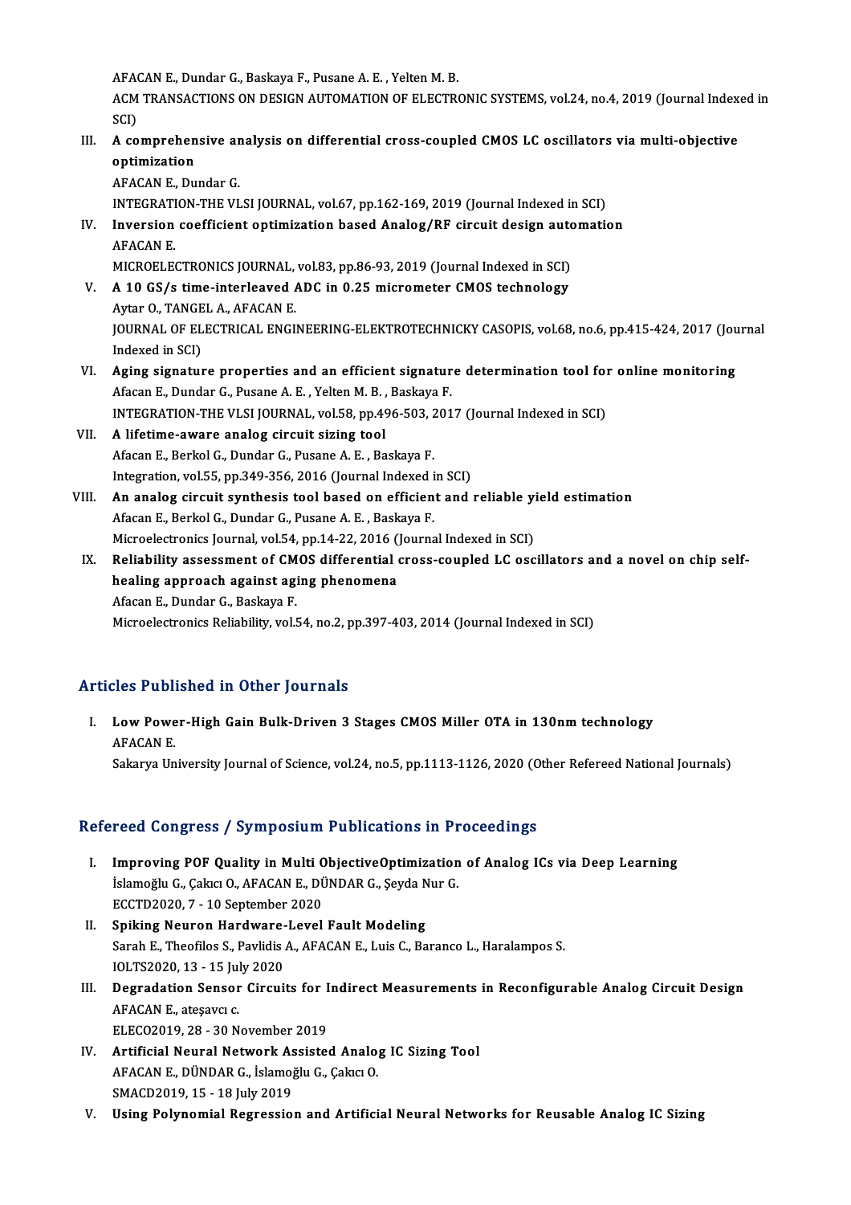AFACAN E., Dundar G., Baskaya F., Pusane A. E. , Yelten M. B.
ACM TRANSACTIONS ON DESIGN AUTOMATION OF ELECTRONIC SYSTEMS, vol.24, no.4, 2019 (Journal Indexed in SCI)

III. **A comprehensive analysis on differential cross-coupled CMOS LC oscillators via multi-objective optimization**
AFACAN E., Dundar G.
INTEGRATION-THE VLSI JOURNAL, vol.67, pp.162-169, 2019 (Journal Indexed in SCI)

IV. **Inversion coefficient optimization based Analog/RF circuit design automation**
AFACAN E.
MICROELECTRONICS JOURNAL, vol.83, pp.86-93, 2019 (Journal Indexed in SCI)

V. **A 10 GS/s time-interleaved ADC in 0.25 micrometer CMOS technology**
Aytar O., TANGEL A., AFACAN E.
JOURNAL OF ELECTRICAL ENGINEERING-ELEKTROTECHNICKY CASOPIS, vol.68, no.6, pp.415-424, 2017 (Journal Indexed in SCI)

VI. **Aging signature properties and an efficient signature determination tool for online monitoring**
Afacan E., Dundar G., Pusane A. E. , Yelten M. B. , Baskaya F.
INTEGRATION-THE VLSI JOURNAL, vol.58, pp.496-503, 2017 (Journal Indexed in SCI)

VII. **A lifetime-aware analog circuit sizing tool**
Afacan E., Berkol G., Dundar G., Pusane A. E. , Baskaya F.
Integration, vol.55, pp.349-356, 2016 (Journal Indexed in SCI)

VIII. **An analog circuit synthesis tool based on efficient and reliable yield estimation**
Afacan E., Berkol G., Dundar G., Pusane A. E. , Baskaya F.
Microelectronics Journal, vol.54, pp.14-22, 2016 (Journal Indexed in SCI)

IX. **Reliability assessment of CMOS differential cross-coupled LC oscillators and a novel on chip self-healing approach against aging phenomena**
Afacan E., Dundar G., Baskaya F.
Microelectronics Reliability, vol.54, no.2, pp.397-403, 2014 (Journal Indexed in SCI)

## Articles Published in Other Journals

I. **Low Power-High Gain Bulk-Driven 3 Stages CMOS Miller OTA in 130nm technology**
AFACAN E.
Sakarya University Journal of Science, vol.24, no.5, pp.1113-1126, 2020 (Other Refereed National Journals)

## Refereed Congress / Symposium Publications in Proceedings

I. **Improving POF Quality in Multi ObjectiveOptimization of Analog ICs via Deep Learning**
İslamoğlu G., Çakıcı O., AFACAN E., DÜNDAR G., Şeyda Nur G.
ECCTD2020, 7 - 10 September 2020

II. **Spiking Neuron Hardware-Level Fault Modeling**
Sarah E., Theofilos S., Pavlidis A., AFACAN E., Luis C., Baranco L., Haralampos S.
IOLTS2020, 13 - 15 July 2020

III. **Degradation Sensor Circuits for Indirect Measurements in Reconfigurable Analog Circuit Design**
AFACAN E., ateşavcı c.
ELECO2019, 28 - 30 November 2019

IV. **Artificial Neural Network Assisted Analog IC Sizing Tool**
AFACAN E., DÜNDAR G., İslamoğlu G., Çakıcı O.
SMACD2019, 15 - 18 July 2019

V. **Using Polynomial Regression and Artificial Neural Networks for Reusable Analog IC Sizing**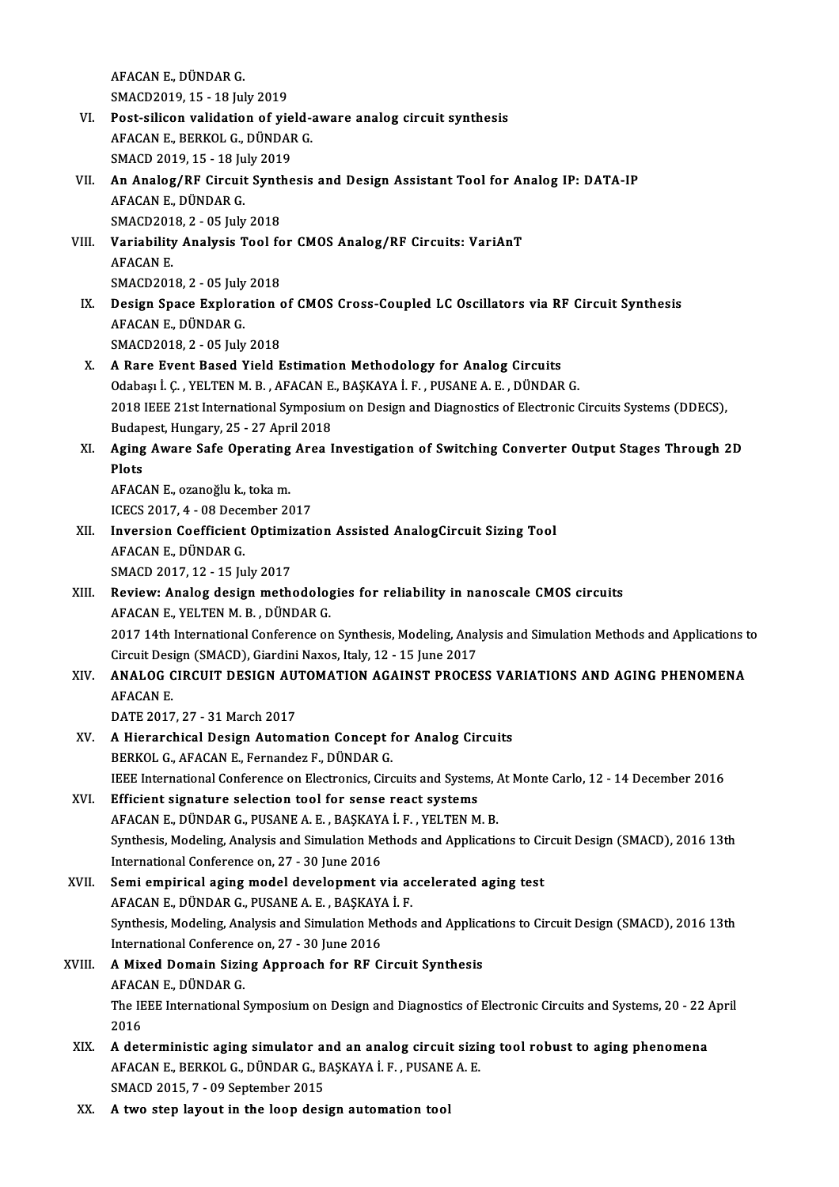AFACAN E., DÜNDAR G.
SMACD2019, 15 - 18 July 2019

VI. **Post-silicon validation of yield-aware analog circuit synthesis**
AFACAN E., BERKOL G., DÜNDAR G.
SMACD 2019, 15 - 18 July 2019

VII. **An Analog/RF Circuit Synthesis and Design Assistant Tool for Analog IP: DATA-IP**
AFACAN E., DÜNDAR G.
SMACD2018, 2 - 05 July 2018

VIII. **Variability Analysis Tool for CMOS Analog/RF Circuits: VariAnT**
AFACAN E.
SMACD2018, 2 - 05 July 2018

IX. **Design Space Exploration of CMOS Cross-Coupled LC Oscillators via RF Circuit Synthesis**
AFACAN E., DÜNDAR G.
SMACD2018, 2 - 05 July 2018

X. **A Rare Event Based Yield Estimation Methodology for Analog Circuits**
Odabaşı İ. Ç. , YELTEN M. B. , AFACAN E., BAŞKAYA İ. F. , PUSANE A. E. , DÜNDAR G.
2018 IEEE 21st International Symposium on Design and Diagnostics of Electronic Circuits Systems (DDECS), Budapest, Hungary, 25 - 27 April 2018

XI. **Aging Aware Safe Operating Area Investigation of Switching Converter Output Stages Through 2D Plots**
AFACAN E., ozanoğlu k., toka m.
ICECS 2017, 4 - 08 December 2017

XII. **Inversion Coefficient Optimization Assisted AnalogCircuit Sizing Tool**
AFACAN E., DÜNDAR G.
SMACD 2017, 12 - 15 July 2017

XIII. **Review: Analog design methodologies for reliability in nanoscale CMOS circuits**
AFACAN E., YELTEN M. B. , DÜNDAR G.
2017 14th International Conference on Synthesis, Modeling, Analysis and Simulation Methods and Applications to Circuit Design (SMACD), Giardini Naxos, Italy, 12 - 15 June 2017

XIV. **ANALOG CIRCUIT DESIGN AUTOMATION AGAINST PROCESS VARIATIONS AND AGING PHENOMENA**
AFACAN E.
DATE 2017, 27 - 31 March 2017

XV. **A Hierarchical Design Automation Concept for Analog Circuits**
BERKOL G., AFACAN E., Fernandez F., DÜNDAR G.
IEEE International Conference on Electronics, Circuits and Systems, At Monte Carlo, 12 - 14 December 2016

XVI. **Efficient signature selection tool for sense react systems**
AFACAN E., DÜNDAR G., PUSANE A. E. , BAŞKAYA İ. F. , YELTEN M. B.
Synthesis, Modeling, Analysis and Simulation Methods and Applications to Circuit Design (SMACD), 2016 13th International Conference on, 27 - 30 June 2016

XVII. **Semi empirical aging model development via accelerated aging test**
AFACAN E., DÜNDAR G., PUSANE A. E. , BAŞKAYA İ. F.
Synthesis, Modeling, Analysis and Simulation Methods and Applications to Circuit Design (SMACD), 2016 13th International Conference on, 27 - 30 June 2016

XVIII. **A Mixed Domain Sizing Approach for RF Circuit Synthesis**
AFACAN E., DÜNDAR G.
The IEEE International Symposium on Design and Diagnostics of Electronic Circuits and Systems, 20 - 22 April 2016

XIX. **A deterministic aging simulator and an analog circuit sizing tool robust to aging phenomena**
AFACAN E., BERKOL G., DÜNDAR G., BAŞKAYA İ. F. , PUSANE A. E.
SMACD 2015, 7 - 09 September 2015

XX. **A two step layout in the loop design automation tool**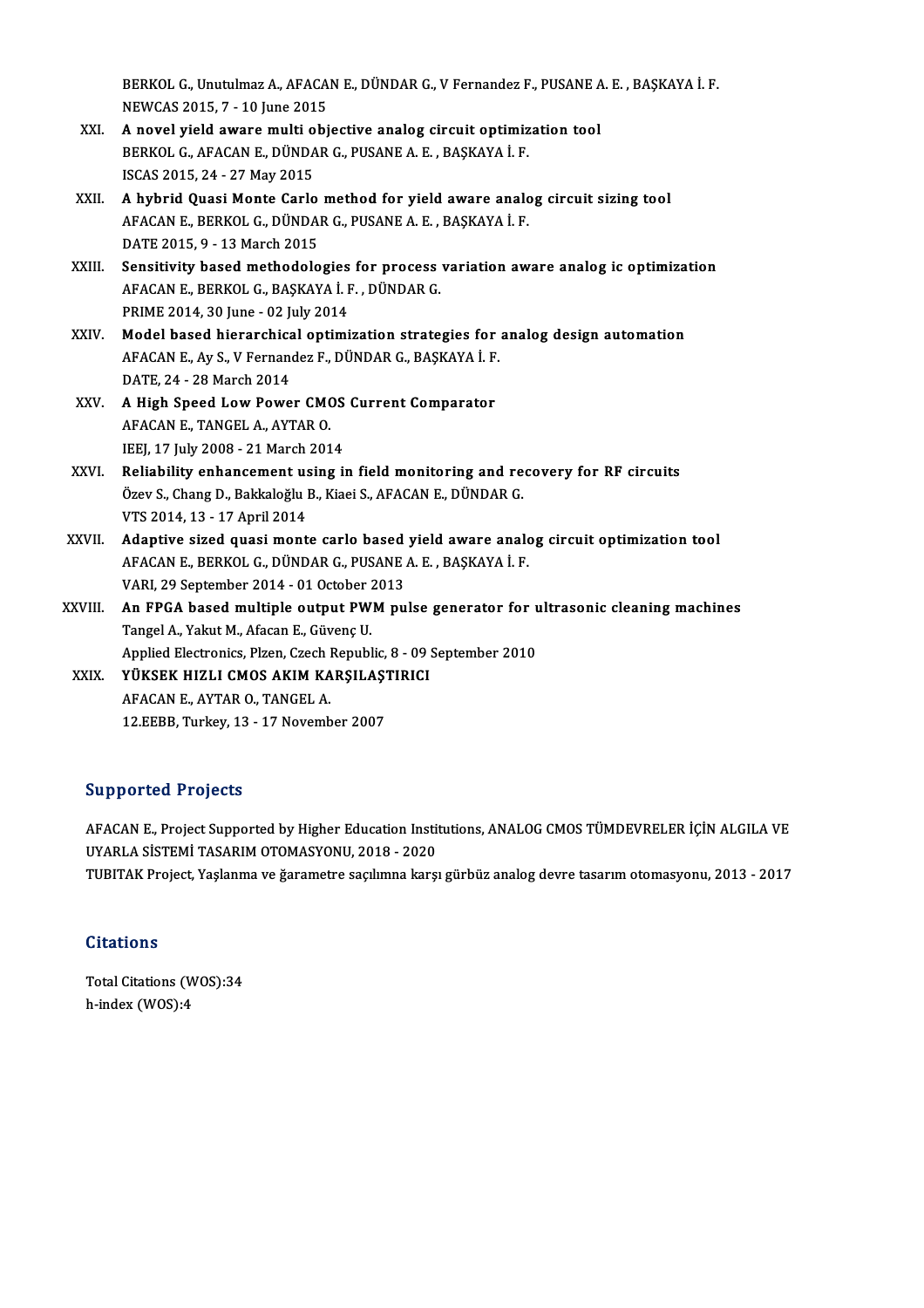BERKOL G., Unutulmaz A., AFACAN E., DÜNDAR G., V Fernandez F., PUSANE A. E. , BAŞKAYA İ. F.
NEWCAS 2015, 7 - 10 June 2015

XXI. **A novel yield aware multi objective analog circuit optimization tool**
BERKOL G., AFACAN E., DÜNDAR G., PUSANE A. E. , BAŞKAYA İ. F.
ISCAS 2015, 24 - 27 May 2015

XXII. **A hybrid Quasi Monte Carlo method for yield aware analog circuit sizing tool**
AFACAN E., BERKOL G., DÜNDAR G., PUSANE A. E. , BAŞKAYA İ. F.
DATE 2015, 9 - 13 March 2015

XXIII. **Sensitivity based methodologies for process variation aware analog ic optimization**
AFACAN E., BERKOL G., BAŞKAYA İ. F. , DÜNDAR G.
PRIME 2014, 30 June - 02 July 2014

XXIV. **Model based hierarchical optimization strategies for analog design automation**
AFACAN E., Ay S., V Fernandez F., DÜNDAR G., BAŞKAYA İ. F.
DATE, 24 - 28 March 2014

XXV. **A High Speed Low Power CMOS Current Comparator**
AFACAN E., TANGEL A., AYTAR O.
IEEJ, 17 July 2008 - 21 March 2014

XXVI. **Reliability enhancement using in field monitoring and recovery for RF circuits**
Özev S., Chang D., Bakkaloğlu B., Kiaei S., AFACAN E., DÜNDAR G.
VTS 2014, 13 - 17 April 2014

XXVII. **Adaptive sized quasi monte carlo based yield aware analog circuit optimization tool**
AFACAN E., BERKOL G., DÜNDAR G., PUSANE A. E. , BAŞKAYA İ. F.
VARI, 29 September 2014 - 01 October 2013

XXVIII. **An FPGA based multiple output PWM pulse generator for ultrasonic cleaning machines**
Tangel A., Yakut M., Afacan E., Güvenç U.
Applied Electronics, Plzen, Czech Republic, 8 - 09 September 2010

XXIX. **YÜKSEK HIZLI CMOS AKIM KARŞILAŞTIRICI**
AFACAN E., AYTAR O., TANGEL A.
12.EEBB, Turkey, 13 - 17 November 2007

## Supported Projects

AFACAN E., Project Supported by Higher Education Institutions, ANALOG CMOS TÜMDEVRELER İÇİN ALGILA VE UYARLA SİSTEMİ TASARIM OTOMASYONU, 2018 - 2020

TUBITAK Project, Yaşlanma ve ğarametre saçılımna karşı gürbüz analog devre tasarım otomasyonu, 2013 - 2017

## Citations

Total Citations (WOS):34
h-index (WOS):4